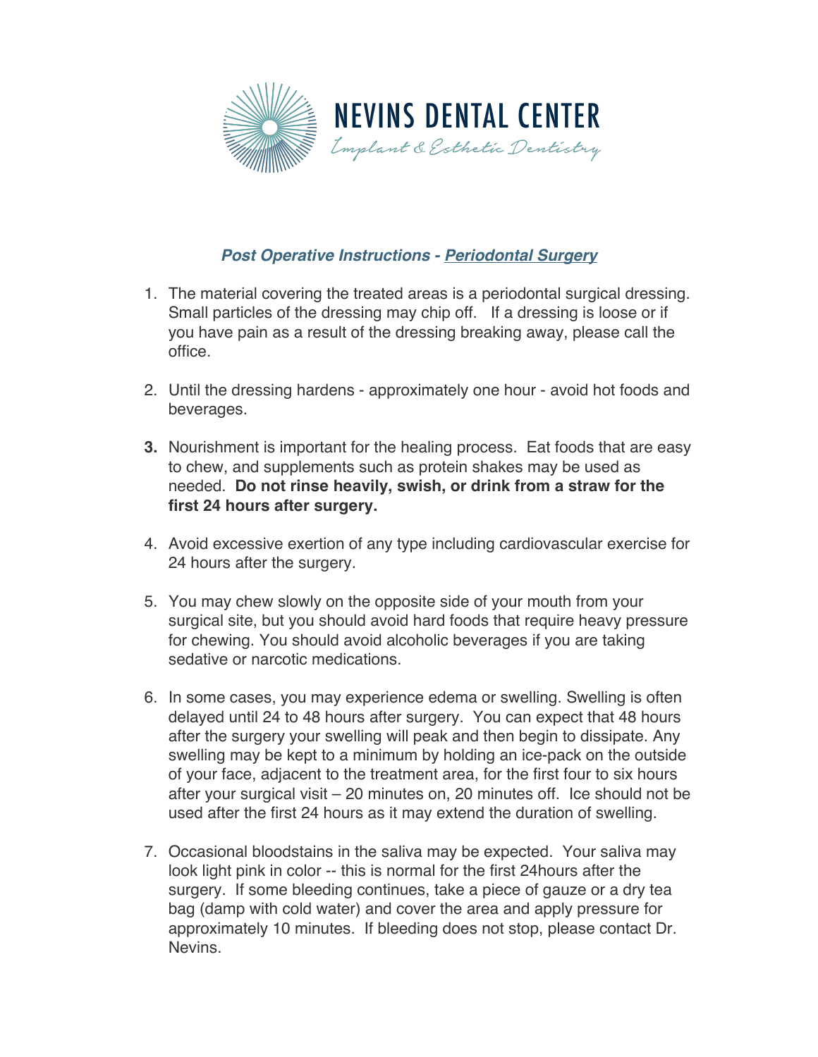# NEVINS DENTAL CENTER

*Implant & Esthetic Dentistry*

## ***Post Operative Instructions - <u>Periodontal Surgery</u>***

1. The material covering the treated areas is a periodontal surgical dressing. Small particles of the dressing may chip off. If a dressing is loose or if you have pain as a result of the dressing breaking away, please call the office.

2. Until the dressing hardens - approximately one hour - avoid hot foods and beverages.

3. Nourishment is important for the healing process. Eat foods that are easy to chew, and supplements such as protein shakes may be used as needed. **Do not rinse heavily, swish, or drink from a straw for the first 24 hours after surgery.**

4. Avoid excessive exertion of any type including cardiovascular exercise for 24 hours after the surgery.

5. You may chew slowly on the opposite side of your mouth from your surgical site, but you should avoid hard foods that require heavy pressure for chewing. You should avoid alcoholic beverages if you are taking sedative or narcotic medications.

6. In some cases, you may experience edema or swelling. Swelling is often delayed until 24 to 48 hours after surgery. You can expect that 48 hours after the surgery your swelling will peak and then begin to dissipate. Any swelling may be kept to a minimum by holding an ice-pack on the outside of your face, adjacent to the treatment area, for the first four to six hours after your surgical visit – 20 minutes on, 20 minutes off. Ice should not be used after the first 24 hours as it may extend the duration of swelling.

7. Occasional bloodstains in the saliva may be expected. Your saliva may look light pink in color -- this is normal for the first 24hours after the surgery. If some bleeding continues, take a piece of gauze or a dry tea bag (damp with cold water) and cover the area and apply pressure for approximately 10 minutes. If bleeding does not stop, please contact Dr. Nevins.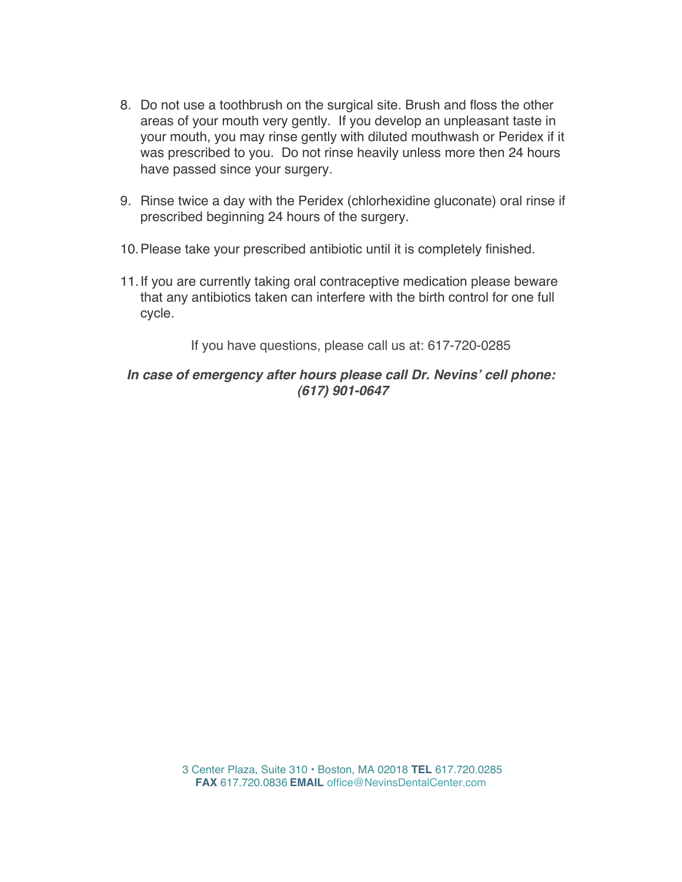8. Do not use a toothbrush on the surgical site. Brush and floss the other areas of your mouth very gently. If you develop an unpleasant taste in your mouth, you may rinse gently with diluted mouthwash or Peridex if it was prescribed to you. Do not rinse heavily unless more then 24 hours have passed since your surgery.

9. Rinse twice a day with the Peridex (chlorhexidine gluconate) oral rinse if prescribed beginning 24 hours of the surgery.

10. Please take your prescribed antibiotic until it is completely finished.

11. If you are currently taking oral contraceptive medication please beware that any antibiotics taken can interfere with the birth control for one full cycle.

If you have questions, please call us at: 617-720-0285

***In case of emergency after hours please call Dr. Nevins' cell phone: (617) 901-0647***

3 Center Plaza, Suite 310 • Boston, MA 02018 **TEL** 617.720.0285
**FAX** 617.720.0836 **EMAIL** office@NevinsDentalCenter.com